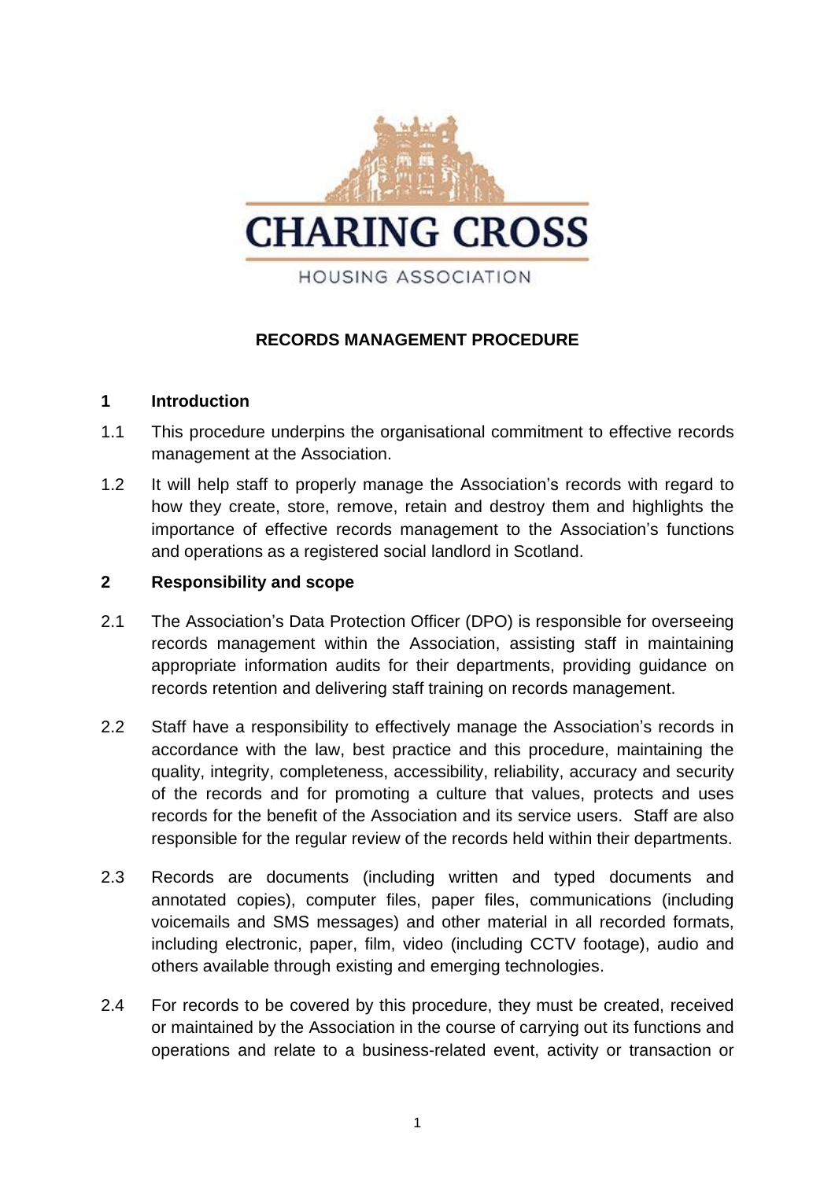CHARING CROSS

HOUSING ASSOCIATION

# RECORDS MANAGEMENT PROCEDURE

## 1 Introduction

1.1 This procedure underpins the organisational commitment to effective records management at the Association.

1.2 It will help staff to properly manage the Association's records with regard to how they create, store, remove, retain and destroy them and highlights the importance of effective records management to the Association's functions and operations as a registered social landlord in Scotland.

## 2 Responsibility and scope

2.1 The Association's Data Protection Officer (DPO) is responsible for overseeing records management within the Association, assisting staff in maintaining appropriate information audits for their departments, providing guidance on records retention and delivering staff training on records management.

2.2 Staff have a responsibility to effectively manage the Association's records in accordance with the law, best practice and this procedure, maintaining the quality, integrity, completeness, accessibility, reliability, accuracy and security of the records and for promoting a culture that values, protects and uses records for the benefit of the Association and its service users. Staff are also responsible for the regular review of the records held within their departments.

2.3 Records are documents (including written and typed documents and annotated copies), computer files, paper files, communications (including voicemails and SMS messages) and other material in all recorded formats, including electronic, paper, film, video (including CCTV footage), audio and others available through existing and emerging technologies.

2.4 For records to be covered by this procedure, they must be created, received or maintained by the Association in the course of carrying out its functions and operations and relate to a business-related event, activity or transaction or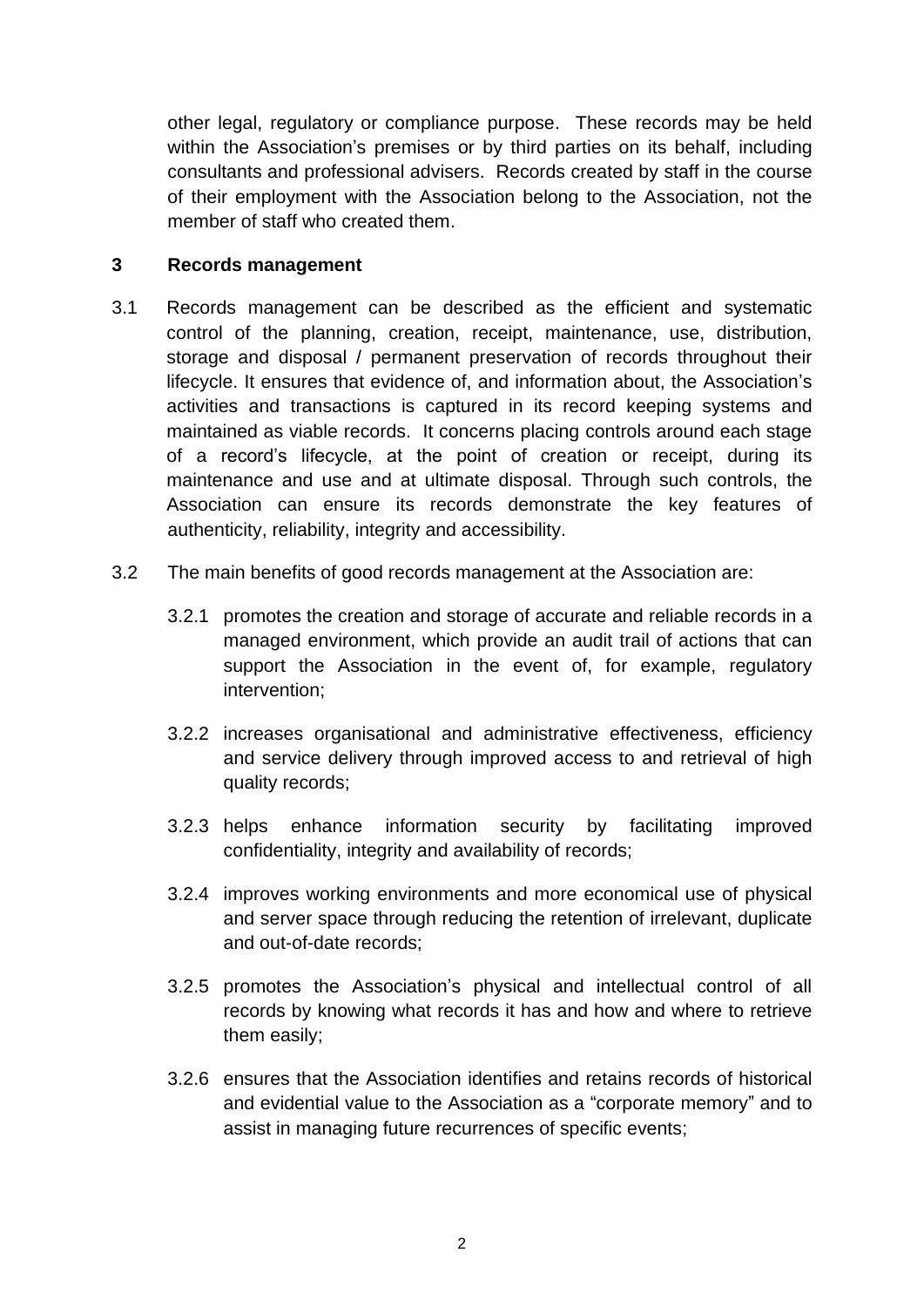other legal, regulatory or compliance purpose. These records may be held within the Association's premises or by third parties on its behalf, including consultants and professional advisers. Records created by staff in the course of their employment with the Association belong to the Association, not the member of staff who created them.

## 3 Records management

3.1 Records management can be described as the efficient and systematic control of the planning, creation, receipt, maintenance, use, distribution, storage and disposal / permanent preservation of records throughout their lifecycle. It ensures that evidence of, and information about, the Association's activities and transactions is captured in its record keeping systems and maintained as viable records. It concerns placing controls around each stage of a record's lifecycle, at the point of creation or receipt, during its maintenance and use and at ultimate disposal. Through such controls, the Association can ensure its records demonstrate the key features of authenticity, reliability, integrity and accessibility.

3.2 The main benefits of good records management at the Association are:

3.2.1 promotes the creation and storage of accurate and reliable records in a managed environment, which provide an audit trail of actions that can support the Association in the event of, for example, regulatory intervention;

3.2.2 increases organisational and administrative effectiveness, efficiency and service delivery through improved access to and retrieval of high quality records;

3.2.3 helps enhance information security by facilitating improved confidentiality, integrity and availability of records;

3.2.4 improves working environments and more economical use of physical and server space through reducing the retention of irrelevant, duplicate and out-of-date records;

3.2.5 promotes the Association's physical and intellectual control of all records by knowing what records it has and how and where to retrieve them easily;

3.2.6 ensures that the Association identifies and retains records of historical and evidential value to the Association as a "corporate memory" and to assist in managing future recurrences of specific events;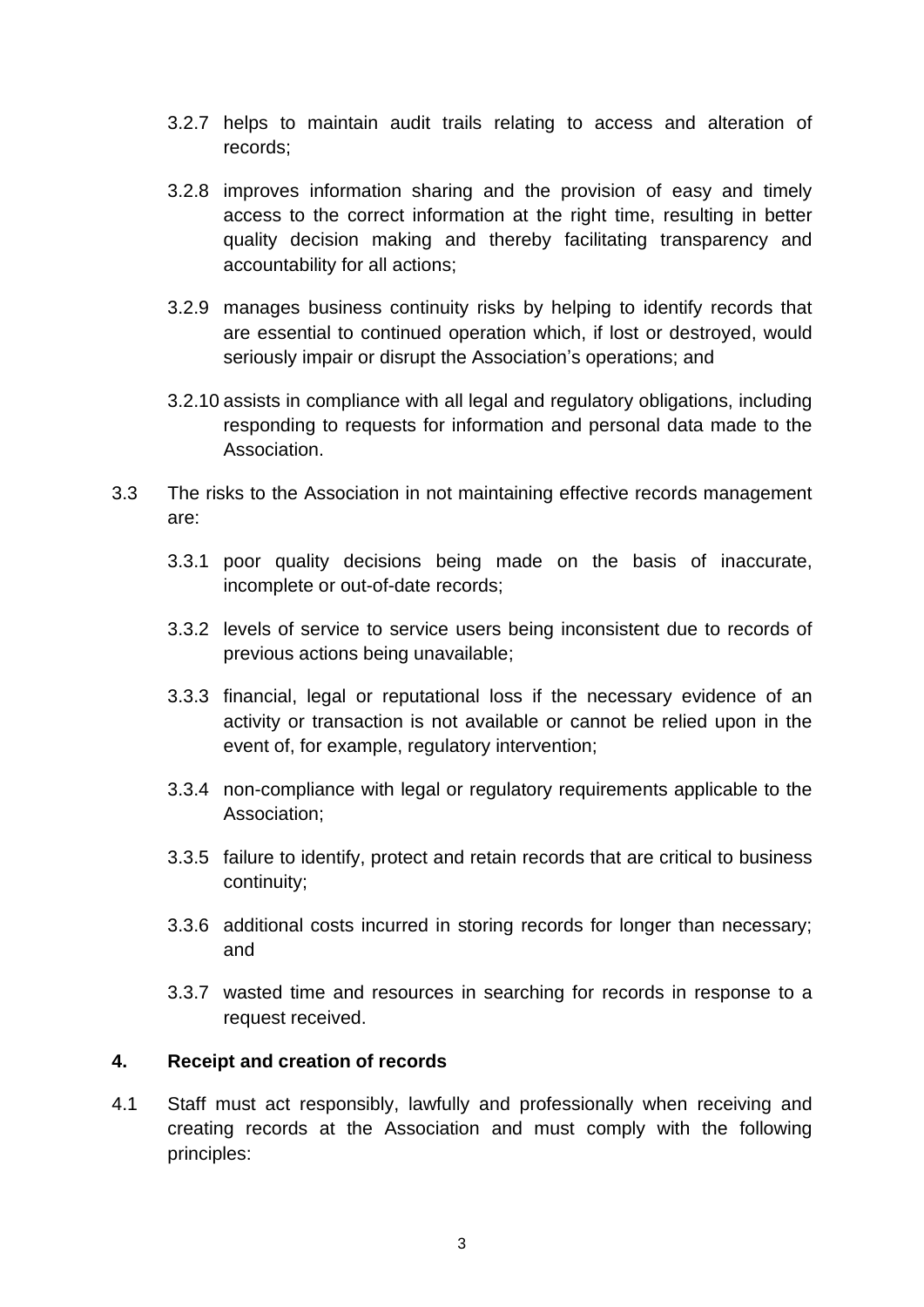3.2.7 helps to maintain audit trails relating to access and alteration of records;

3.2.8 improves information sharing and the provision of easy and timely access to the correct information at the right time, resulting in better quality decision making and thereby facilitating transparency and accountability for all actions;

3.2.9 manages business continuity risks by helping to identify records that are essential to continued operation which, if lost or destroyed, would seriously impair or disrupt the Association's operations; and

3.2.10 assists in compliance with all legal and regulatory obligations, including responding to requests for information and personal data made to the Association.

3.3 The risks to the Association in not maintaining effective records management are:

3.3.1 poor quality decisions being made on the basis of inaccurate, incomplete or out-of-date records;

3.3.2 levels of service to service users being inconsistent due to records of previous actions being unavailable;

3.3.3 financial, legal or reputational loss if the necessary evidence of an activity or transaction is not available or cannot be relied upon in the event of, for example, regulatory intervention;

3.3.4 non-compliance with legal or regulatory requirements applicable to the Association;

3.3.5 failure to identify, protect and retain records that are critical to business continuity;

3.3.6 additional costs incurred in storing records for longer than necessary; and

3.3.7 wasted time and resources in searching for records in response to a request received.

## 4. Receipt and creation of records

4.1 Staff must act responsibly, lawfully and professionally when receiving and creating records at the Association and must comply with the following principles: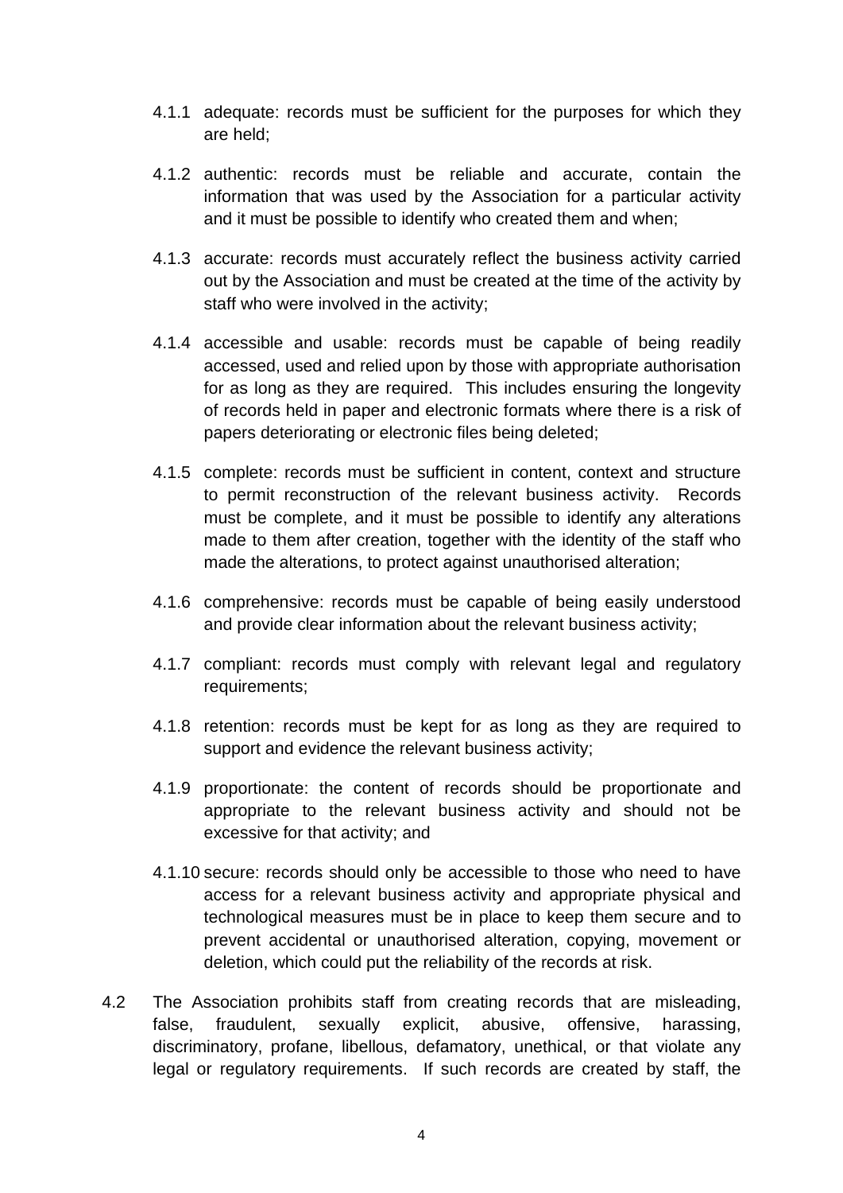4.1.1 adequate: records must be sufficient for the purposes for which they are held;

4.1.2 authentic: records must be reliable and accurate, contain the information that was used by the Association for a particular activity and it must be possible to identify who created them and when;

4.1.3 accurate: records must accurately reflect the business activity carried out by the Association and must be created at the time of the activity by staff who were involved in the activity;

4.1.4 accessible and usable: records must be capable of being readily accessed, used and relied upon by those with appropriate authorisation for as long as they are required. This includes ensuring the longevity of records held in paper and electronic formats where there is a risk of papers deteriorating or electronic files being deleted;

4.1.5 complete: records must be sufficient in content, context and structure to permit reconstruction of the relevant business activity. Records must be complete, and it must be possible to identify any alterations made to them after creation, together with the identity of the staff who made the alterations, to protect against unauthorised alteration;

4.1.6 comprehensive: records must be capable of being easily understood and provide clear information about the relevant business activity;

4.1.7 compliant: records must comply with relevant legal and regulatory requirements;

4.1.8 retention: records must be kept for as long as they are required to support and evidence the relevant business activity;

4.1.9 proportionate: the content of records should be proportionate and appropriate to the relevant business activity and should not be excessive for that activity; and

4.1.10 secure: records should only be accessible to those who need to have access for a relevant business activity and appropriate physical and technological measures must be in place to keep them secure and to prevent accidental or unauthorised alteration, copying, movement or deletion, which could put the reliability of the records at risk.

4.2 The Association prohibits staff from creating records that are misleading, false, fraudulent, sexually explicit, abusive, offensive, harassing, discriminatory, profane, libellous, defamatory, unethical, or that violate any legal or regulatory requirements. If such records are created by staff, the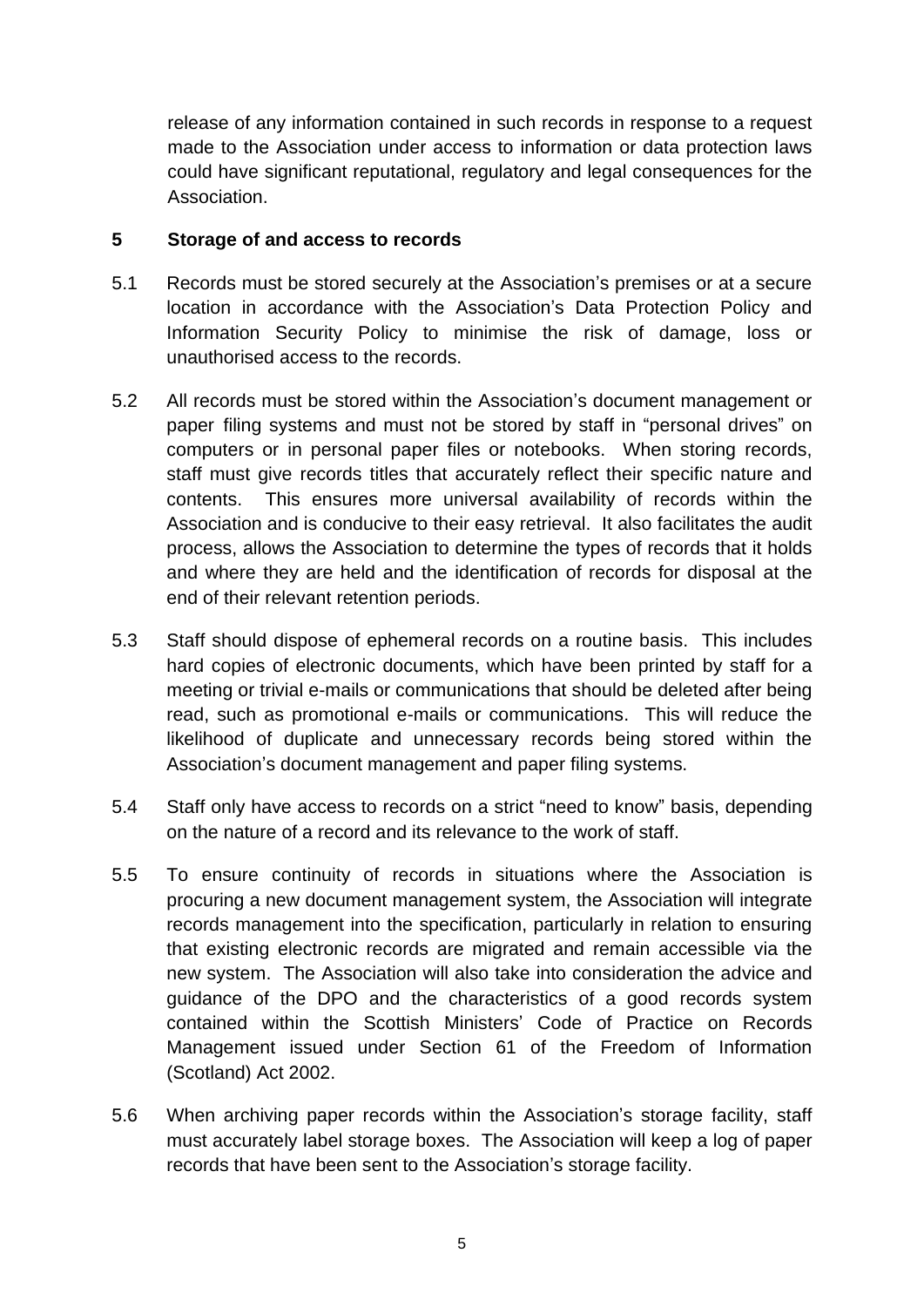release of any information contained in such records in response to a request made to the Association under access to information or data protection laws could have significant reputational, regulatory and legal consequences for the Association.

## 5 Storage of and access to records

5.1 Records must be stored securely at the Association's premises or at a secure location in accordance with the Association's Data Protection Policy and Information Security Policy to minimise the risk of damage, loss or unauthorised access to the records.

5.2 All records must be stored within the Association's document management or paper filing systems and must not be stored by staff in "personal drives" on computers or in personal paper files or notebooks. When storing records, staff must give records titles that accurately reflect their specific nature and contents. This ensures more universal availability of records within the Association and is conducive to their easy retrieval. It also facilitates the audit process, allows the Association to determine the types of records that it holds and where they are held and the identification of records for disposal at the end of their relevant retention periods.

5.3 Staff should dispose of ephemeral records on a routine basis. This includes hard copies of electronic documents, which have been printed by staff for a meeting or trivial e-mails or communications that should be deleted after being read, such as promotional e-mails or communications. This will reduce the likelihood of duplicate and unnecessary records being stored within the Association's document management and paper filing systems.

5.4 Staff only have access to records on a strict "need to know" basis, depending on the nature of a record and its relevance to the work of staff.

5.5 To ensure continuity of records in situations where the Association is procuring a new document management system, the Association will integrate records management into the specification, particularly in relation to ensuring that existing electronic records are migrated and remain accessible via the new system. The Association will also take into consideration the advice and guidance of the DPO and the characteristics of a good records system contained within the Scottish Ministers' Code of Practice on Records Management issued under Section 61 of the Freedom of Information (Scotland) Act 2002.

5.6 When archiving paper records within the Association's storage facility, staff must accurately label storage boxes. The Association will keep a log of paper records that have been sent to the Association's storage facility.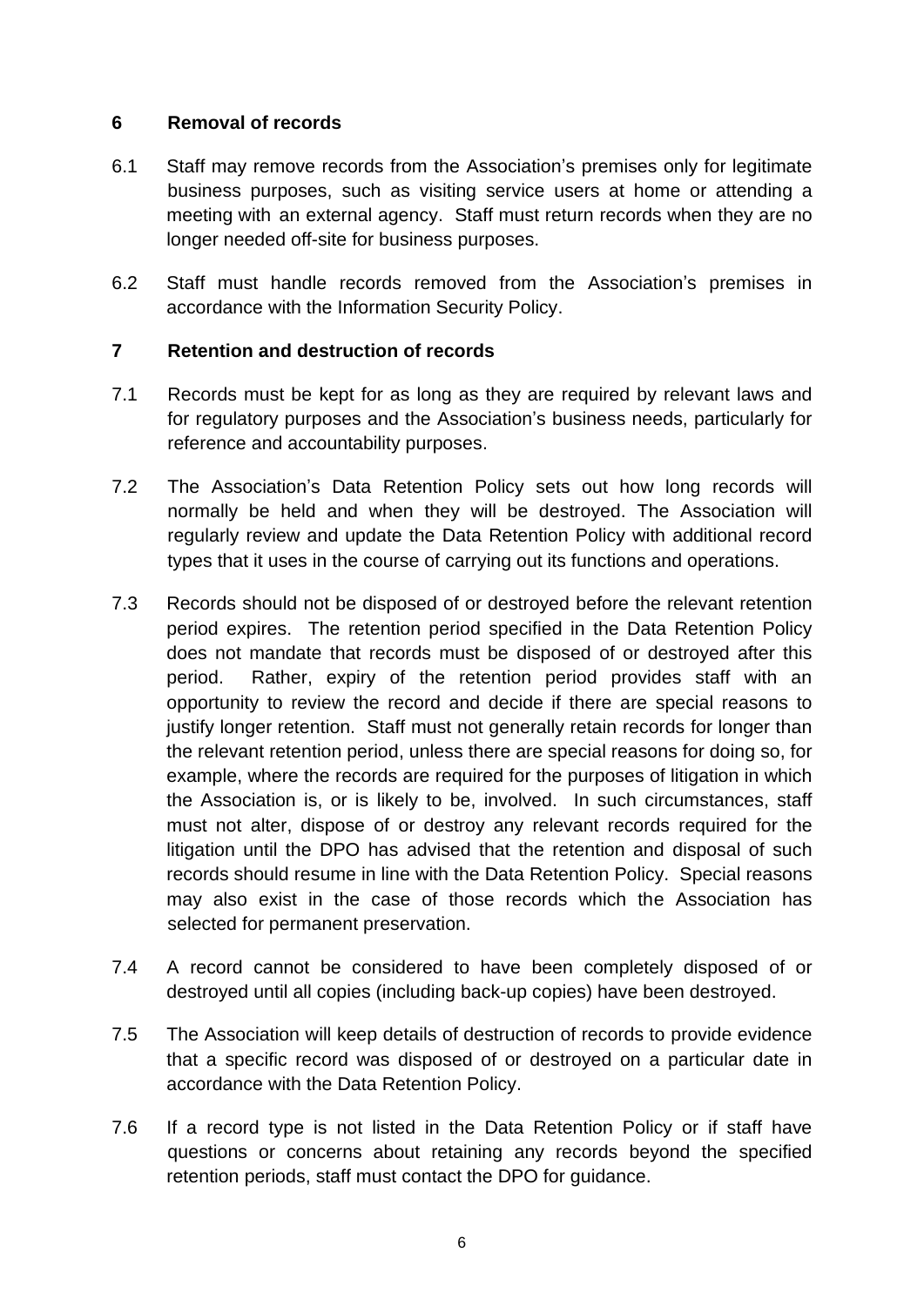## 6 Removal of records

6.1 Staff may remove records from the Association's premises only for legitimate business purposes, such as visiting service users at home or attending a meeting with an external agency. Staff must return records when they are no longer needed off-site for business purposes.

6.2 Staff must handle records removed from the Association's premises in accordance with the Information Security Policy.

## 7 Retention and destruction of records

7.1 Records must be kept for as long as they are required by relevant laws and for regulatory purposes and the Association's business needs, particularly for reference and accountability purposes.

7.2 The Association's Data Retention Policy sets out how long records will normally be held and when they will be destroyed. The Association will regularly review and update the Data Retention Policy with additional record types that it uses in the course of carrying out its functions and operations.

7.3 Records should not be disposed of or destroyed before the relevant retention period expires. The retention period specified in the Data Retention Policy does not mandate that records must be disposed of or destroyed after this period. Rather, expiry of the retention period provides staff with an opportunity to review the record and decide if there are special reasons to justify longer retention. Staff must not generally retain records for longer than the relevant retention period, unless there are special reasons for doing so, for example, where the records are required for the purposes of litigation in which the Association is, or is likely to be, involved. In such circumstances, staff must not alter, dispose of or destroy any relevant records required for the litigation until the DPO has advised that the retention and disposal of such records should resume in line with the Data Retention Policy. Special reasons may also exist in the case of those records which the Association has selected for permanent preservation.

7.4 A record cannot be considered to have been completely disposed of or destroyed until all copies (including back-up copies) have been destroyed.

7.5 The Association will keep details of destruction of records to provide evidence that a specific record was disposed of or destroyed on a particular date in accordance with the Data Retention Policy.

7.6 If a record type is not listed in the Data Retention Policy or if staff have questions or concerns about retaining any records beyond the specified retention periods, staff must contact the DPO for guidance.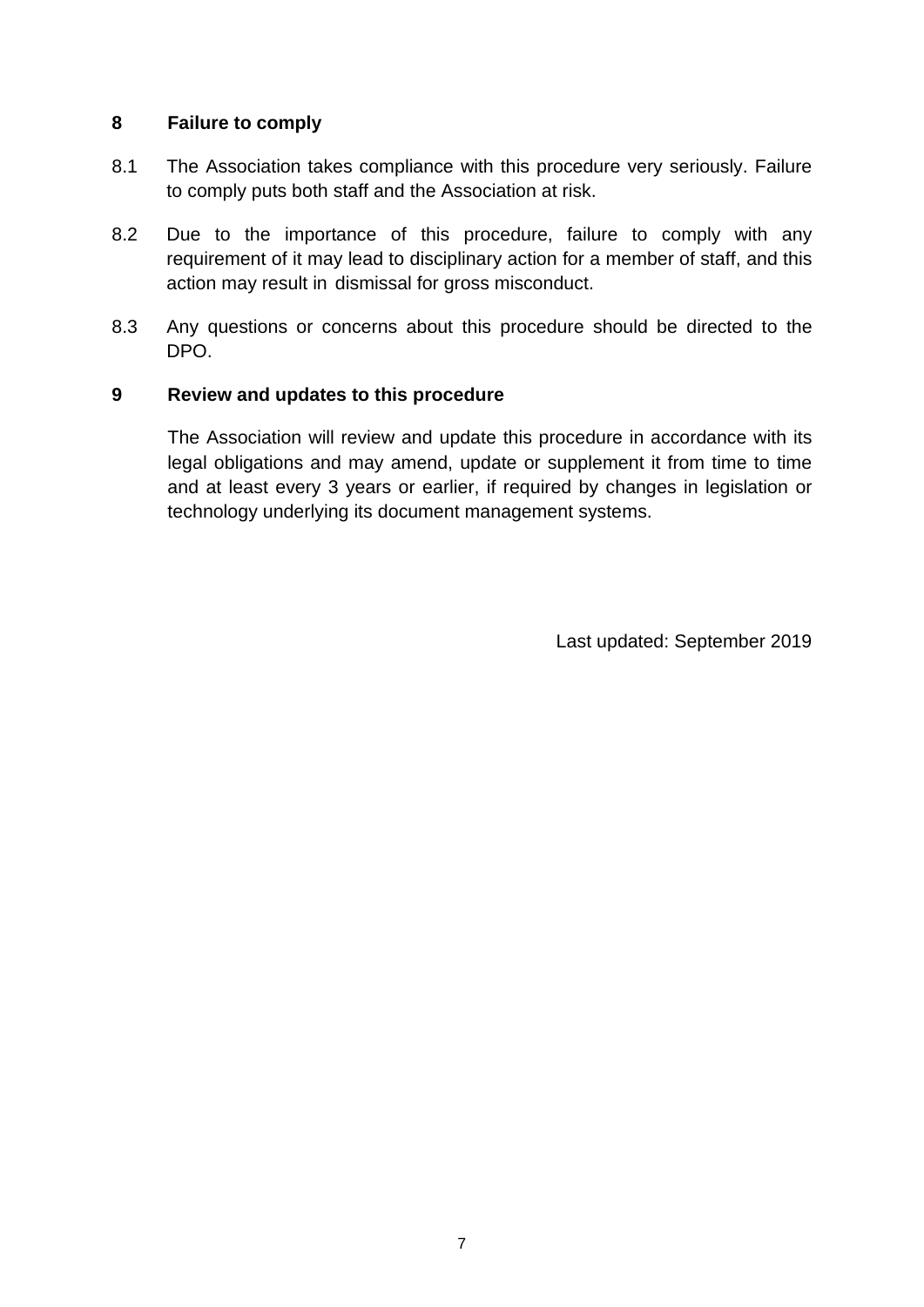## 8 Failure to comply

8.1 The Association takes compliance with this procedure very seriously. Failure to comply puts both staff and the Association at risk.

8.2 Due to the importance of this procedure, failure to comply with any requirement of it may lead to disciplinary action for a member of staff, and this action may result in dismissal for gross misconduct.

8.3 Any questions or concerns about this procedure should be directed to the DPO.

## 9 Review and updates to this procedure

The Association will review and update this procedure in accordance with its legal obligations and may amend, update or supplement it from time to time and at least every 3 years or earlier, if required by changes in legislation or technology underlying its document management systems.

Last updated: September 2019